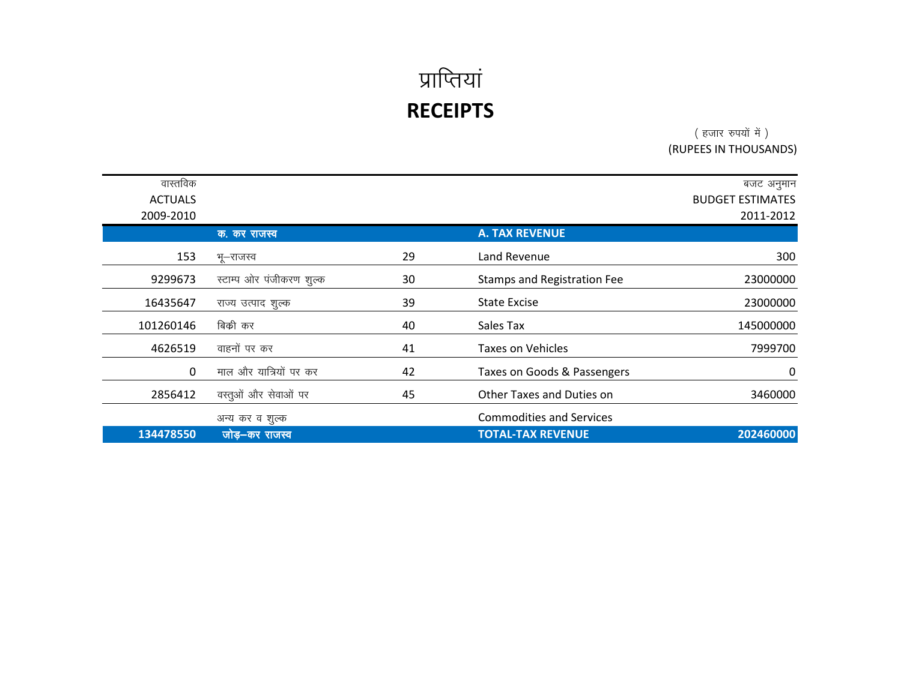# प्राप्तियां
# RECEIPTS

( हजार रुपयों में )
(RUPEES IN THOUSANDS)

| वास्तविक ACTUALS 2009-2010 | | | | बजट अनुमान BUDGET ESTIMATES 2011-2012 |
|---|---|---|---|---|
| | **क. कर राजस्व** | | **A. TAX REVENUE** | |
| 153 | भू–राजस्व | 29 | Land Revenue | 300 |
| 9299673 | स्टाम्प ओर पंजीकरण शुल्क | 30 | Stamps and Registration Fee | 23000000 |
| 16435647 | राज्य उत्पाद शुल्क | 39 | State Excise | 23000000 |
| 101260146 | बिक्री कर | 40 | Sales Tax | 145000000 |
| 4626519 | वाहनों पर कर | 41 | Taxes on Vehicles | 7999700 |
| 0 | माल और यात्रियों पर कर | 42 | Taxes on Goods & Passengers | 0 |
| 2856412 | वस्तुओं और सेवाओं पर अन्य कर व शुल्क | 45 | Other Taxes and Duties on Commodities and Services | 3460000 |
| **134478550** | **जोड़–कर राजस्व** | | **TOTAL-TAX REVENUE** | **202460000** |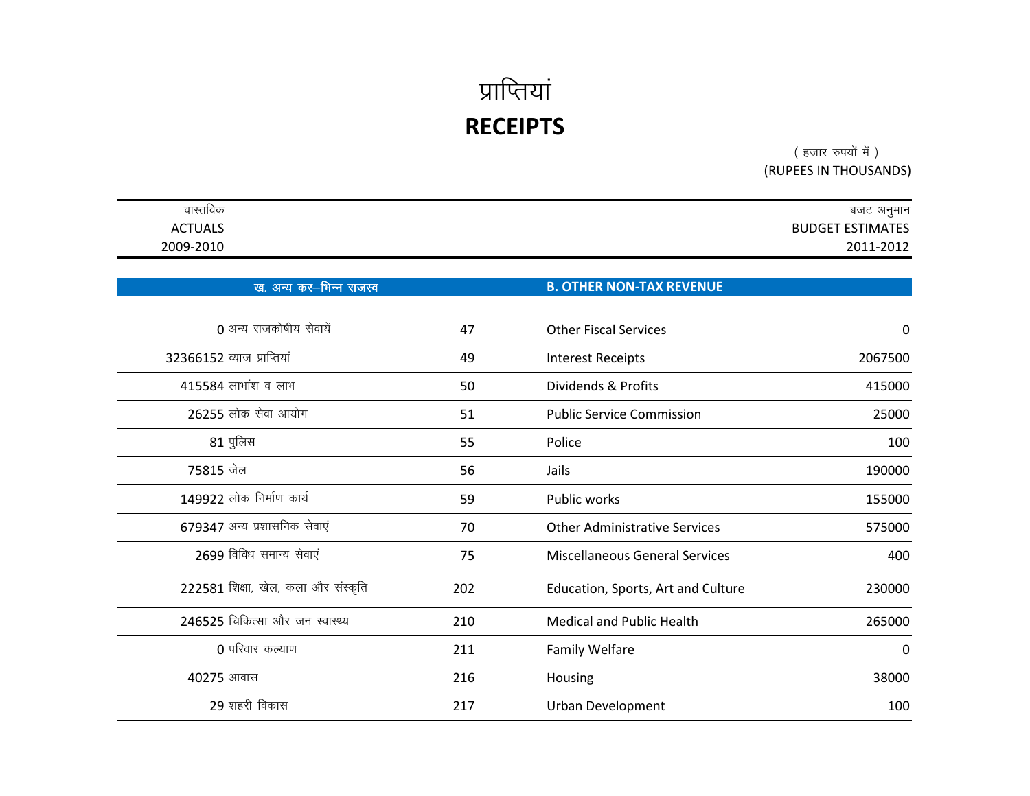# प्राप्तियां
# RECEIPTS

( हजार रुपयों में )
(RUPEES IN THOUSANDS)

| वास्तविक ACTUALS 2009-2010 | | | | बजट अनुमान BUDGET ESTIMATES 2011-2012 |
|---|---|---|---|---|
| | **ख. अन्य कर–भिन्न राजस्व** | | **B. OTHER NON-TAX REVENUE** | |
| 0 | अन्य राजकोषीय सेवायें | 47 | Other Fiscal Services | 0 |
| 32366152 | ब्याज प्राप्तियां | 49 | Interest Receipts | 2067500 |
| 415584 | लाभांश व लाभ | 50 | Dividends & Profits | 415000 |
| 26255 | लोक सेवा आयोग | 51 | Public Service Commission | 25000 |
| 81 | पुलिस | 55 | Police | 100 |
| 75815 | जेल | 56 | Jails | 190000 |
| 149922 | लोक निर्माण कार्य | 59 | Public works | 155000 |
| 679347 | अन्य प्रशासनिक सेवाएं | 70 | Other Administrative Services | 575000 |
| 2699 | विविध समान्य सेवाएं | 75 | Miscellaneous General Services | 400 |
| 222581 | शिक्षा, खेल, कला और संस्कृति | 202 | Education, Sports, Art and Culture | 230000 |
| 246525 | चिकित्सा और जन स्वास्थ्य | 210 | Medical and Public Health | 265000 |
| 0 | परिवार कल्याण | 211 | Family Welfare | 0 |
| 40275 | आवास | 216 | Housing | 38000 |
| 29 | शहरी विकास | 217 | Urban Development | 100 |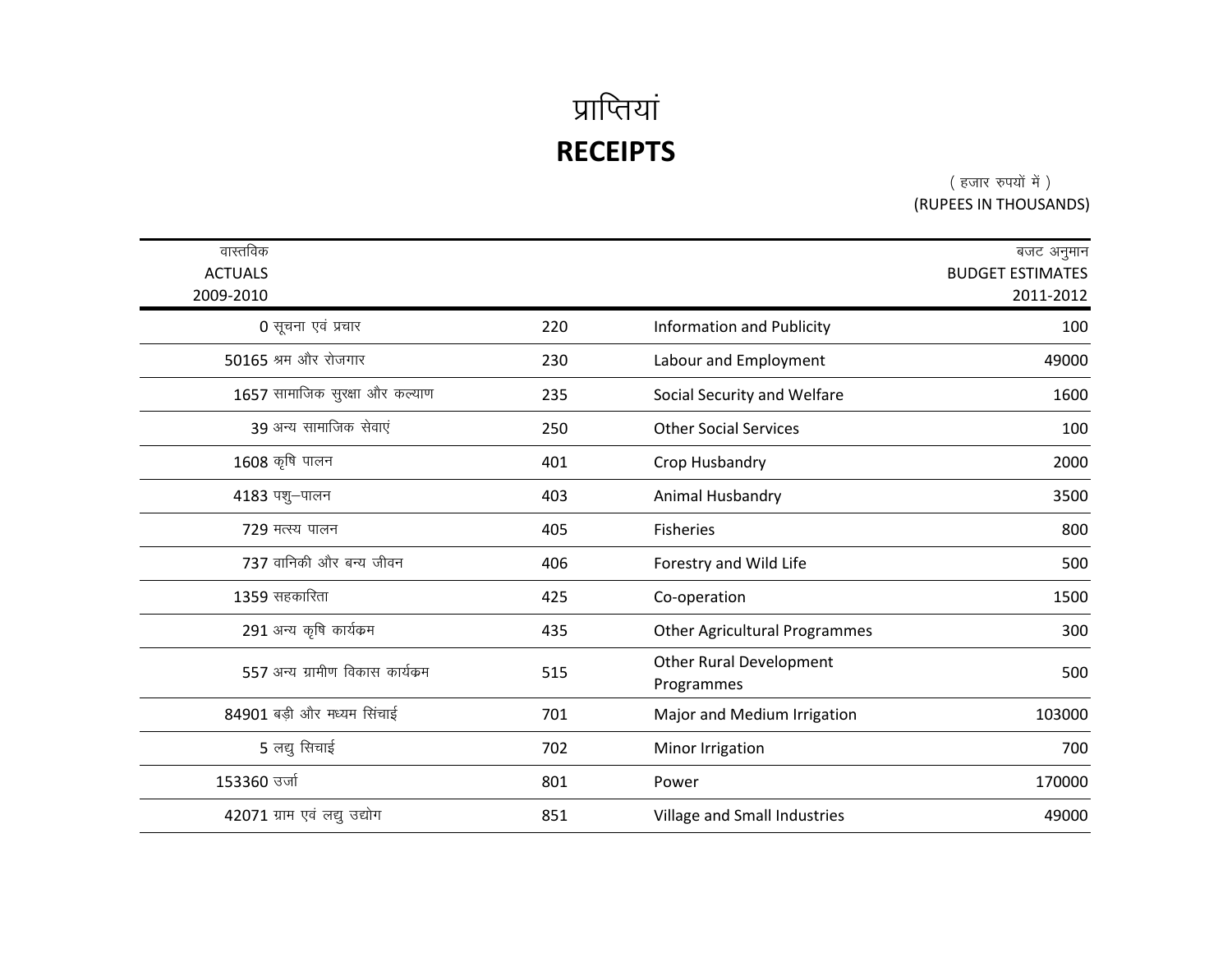# प्राप्तियां
# RECEIPTS

( हजार रुपयों में )
(RUPEES IN THOUSANDS)

| वास्तविक ACTUALS 2009-2010 | | | | बजट अनुमान BUDGET ESTIMATES 2011-2012 |
|---|---|---|---|---|
| 0 | सूचना एवं प्रचार | 220 | Information and Publicity | 100 |
| 50165 | श्रम और रोजगार | 230 | Labour and Employment | 49000 |
| 1657 | सामाजिक सुरक्षा और कल्याण | 235 | Social Security and Welfare | 1600 |
| 39 | अन्य सामाजिक सेवाएं | 250 | Other Social Services | 100 |
| 1608 | कृषि पालन | 401 | Crop Husbandry | 2000 |
| 4183 | पशु–पालन | 403 | Animal Husbandry | 3500 |
| 729 | मत्स्य पालन | 405 | Fisheries | 800 |
| 737 | वानिकी और बन्य जीवन | 406 | Forestry and Wild Life | 500 |
| 1359 | सहकारिता | 425 | Co-operation | 1500 |
| 291 | अन्य कृषि कार्यक्रम | 435 | Other Agricultural Programmes | 300 |
| 557 | अन्य ग्रामीण विकास कार्यक्रम | 515 | Other Rural Development Programmes | 500 |
| 84901 | बड़ी और मध्यम सिंचाई | 701 | Major and Medium Irrigation | 103000 |
| 5 | लद्यु सिचाई | 702 | Minor Irrigation | 700 |
| 153360 | उर्जा | 801 | Power | 170000 |
| 42071 | ग्राम एवं लद्यु उद्योग | 851 | Village and Small Industries | 49000 |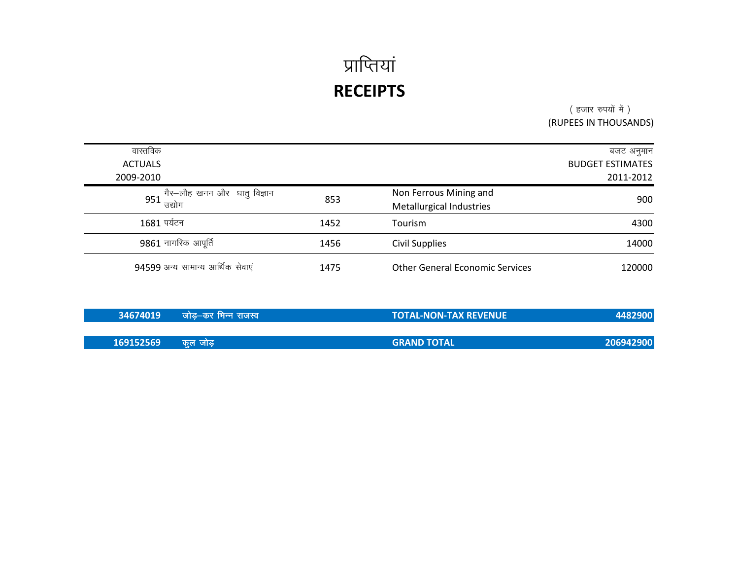# प्राप्तियां
# RECEIPTS

( हजार रुपयों में )
(RUPEES IN THOUSANDS)

| वास्तविक ACTUALS 2009-2010 | | | | बजट अनुमान BUDGET ESTIMATES 2011-2012 |
|---|---|---|---|---|
| 951 | गैर–लौह खनन और धातु विज्ञान उद्योग | 853 | Non Ferrous Mining and Metallurgical Industries | 900 |
| 1681 | पर्यटन | 1452 | Tourism | 4300 |
| 9861 | नागरिक आपूर्ति | 1456 | Civil Supplies | 14000 |
| 94599 | अन्य सामान्य आर्थिक सेवाएं | 1475 | Other General Economic Services | 120000 |
| **34674019** | **जोड़–कर भिन्न राजस्व** | | **TOTAL-NON-TAX REVENUE** | **4482900** |
| **169152569** | **कुल जोड़** | | **GRAND TOTAL** | **206942900** |